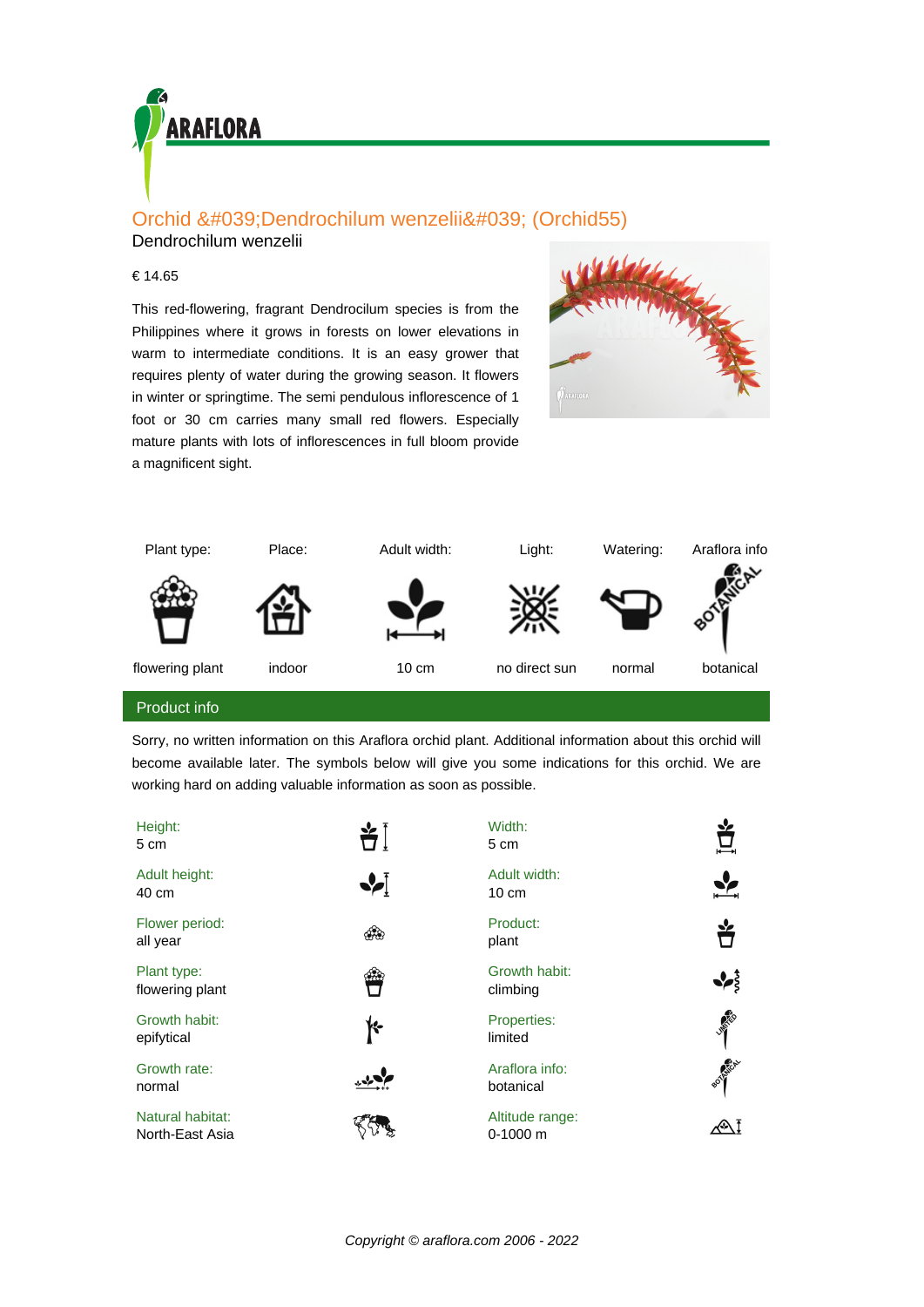ARAFLORA

## Orchid &#039;Dendrochilum wenzelii&#039; (Orchid55)

Dendrochilum wenzelii

€ 14.65

This red-flowering, fragrant Dendrocilum species is from the Philippines where it grows in forests on lower elevations in warm to intermediate conditions. It is an easy grower that requires plenty of water during the growing season. It flowers in winter or springtime. The semi pendulous inflorescence of 1 foot or 30 cm carries many small red flowers. Especially mature plants with lots of inflorescences in full bloom provide a magnificent sight.

| Plant type: | Place: | Adult width: | Light: | Watering: | Araflora info |
|---|---|---|---|---|---|
| flowering plant | indoor | 10 cm | no direct sun | normal | botanical |

## Product info

Sorry, no written information on this Araflora orchid plant. Additional information about this orchid will become available later. The symbols below will give you some indications for this orchid. We are working hard on adding valuable information as soon as possible.

| | |
|---|---|
| Height: 5 cm | Width: 5 cm |
| Adult height: 40 cm | Adult width: 10 cm |
| Flower period: all year | Product: plant |
| Plant type: flowering plant | Growth habit: climbing |
| Growth habit: epifytical | Properties: limited |
| Growth rate: normal | Araflora info: botanical |
| Natural habitat: North-East Asia | Altitude range: 0-1000 m |

*Copyright © araflora.com 2006 - 2022*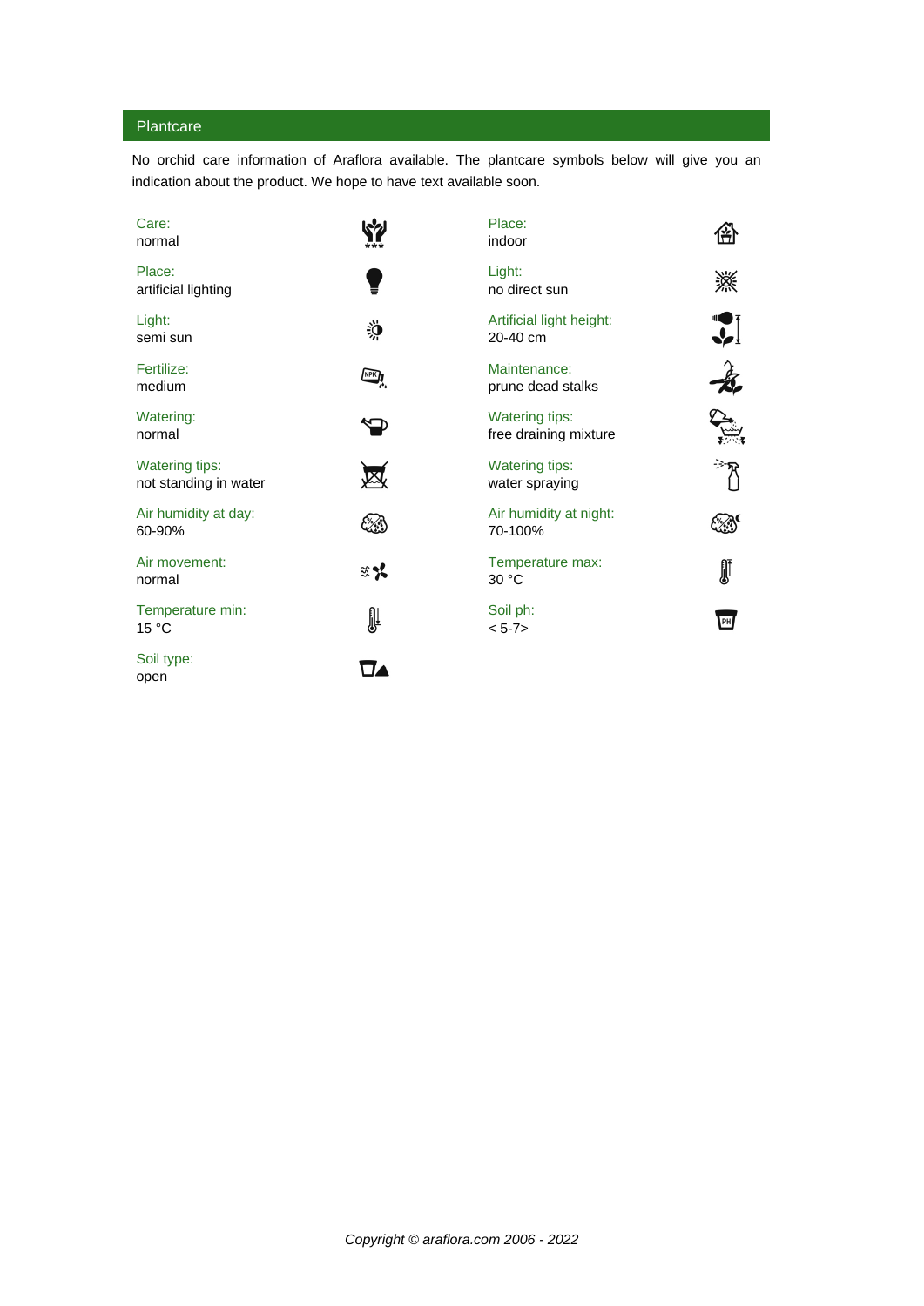## Plantcare

No orchid care information of Araflora available. The plantcare symbols below will give you an indication about the product. We hope to have text available soon.

Care:
normal

Place:
artificial lighting

Light:
semi sun

Fertilize:
medium

Watering:
normal

Watering tips:
not standing in water

Air humidity at day:
60-90%

Air movement:
normal

Temperature min:
15 °C

Soil type:
open

Place:
indoor

Light:
no direct sun

Artificial light height:
20-40 cm

Maintenance:
prune dead stalks

Watering tips:
free draining mixture

Watering tips:
water spraying

Air humidity at night:
70-100%

Temperature max:
30 °C

Soil ph:
< 5-7>